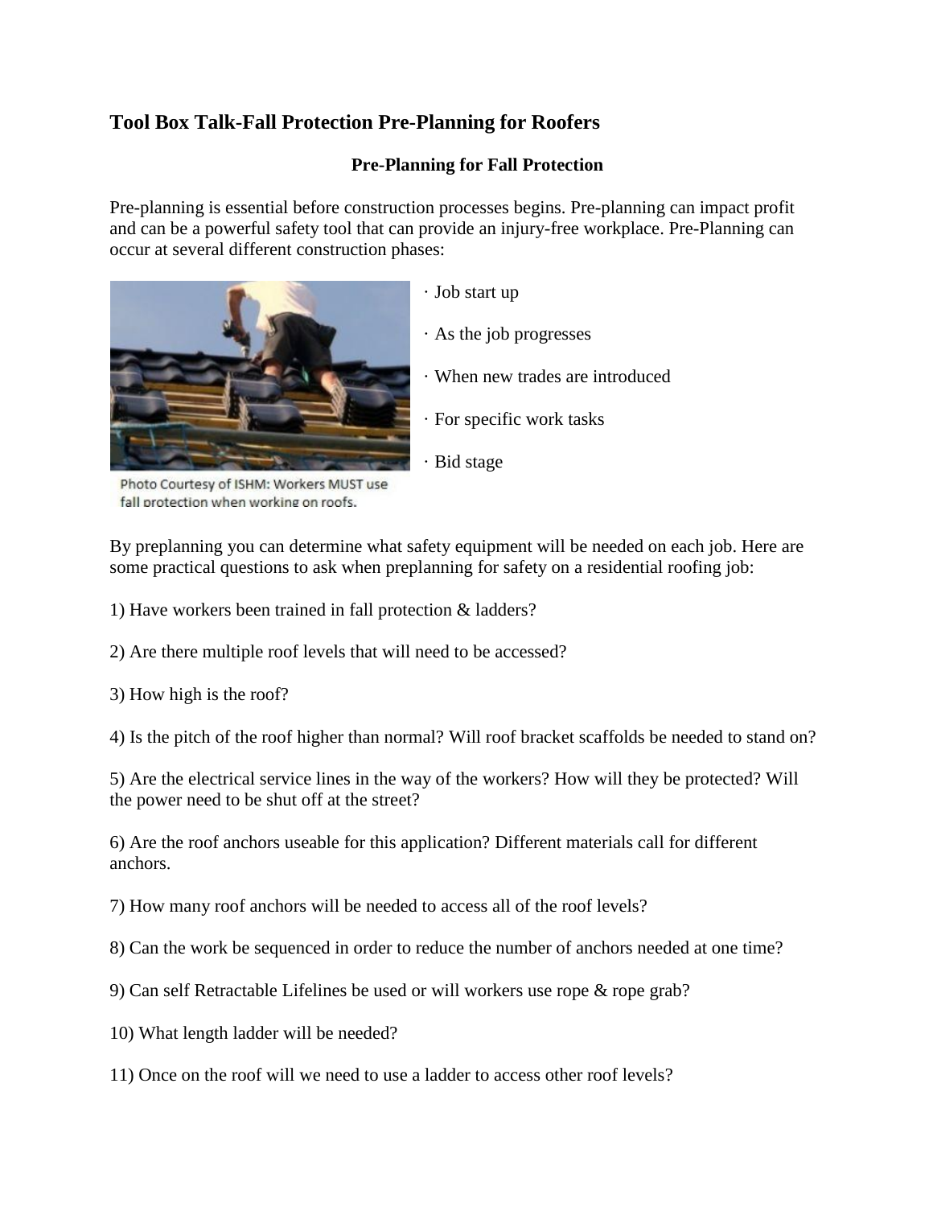# Tool Box Talk-Fall Protection Pre-Planning for Roofers

## Pre-Planning for Fall Protection

Pre-planning is essential before construction processes begins. Pre-planning can impact profit and can be a powerful safety tool that can provide an injury-free workplace. Pre-Planning can occur at several different construction phases:

Photo Courtesy of ISHM: Workers MUST use fall protection when working on roofs.

- Job start up
- As the job progresses
- When new trades are introduced
- For specific work tasks
- Bid stage

By preplanning you can determine what safety equipment will be needed on each job. Here are some practical questions to ask when preplanning for safety on a residential roofing job:

1) Have workers been trained in fall protection & ladders?

2) Are there multiple roof levels that will need to be accessed?

3) How high is the roof?

4) Is the pitch of the roof higher than normal? Will roof bracket scaffolds be needed to stand on?

5) Are the electrical service lines in the way of the workers? How will they be protected? Will the power need to be shut off at the street?

6) Are the roof anchors useable for this application? Different materials call for different anchors.

7) How many roof anchors will be needed to access all of the roof levels?

8) Can the work be sequenced in order to reduce the number of anchors needed at one time?

9) Can self Retractable Lifelines be used or will workers use rope & rope grab?

10) What length ladder will be needed?

11) Once on the roof will we need to use a ladder to access other roof levels?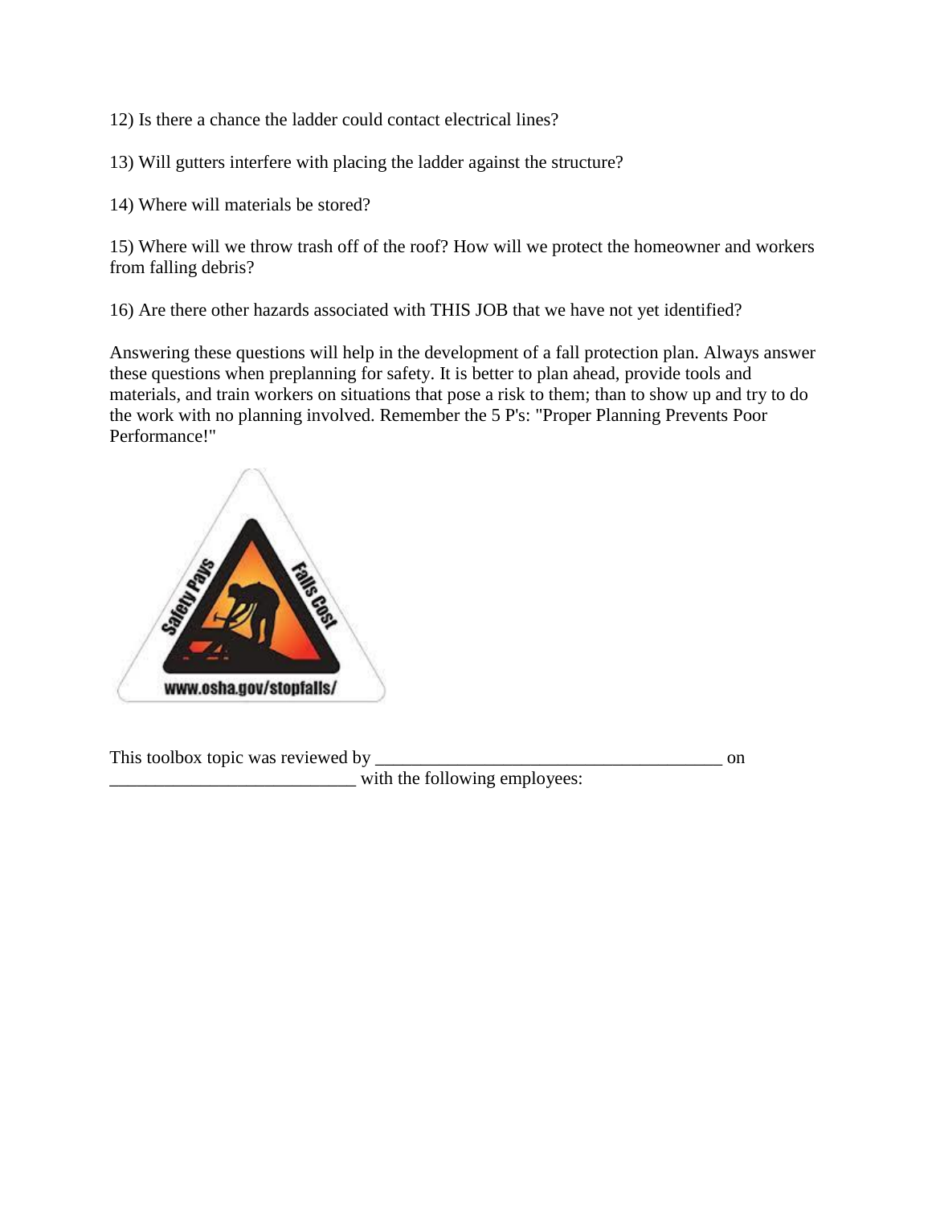12) Is there a chance the ladder could contact electrical lines?

13) Will gutters interfere with placing the ladder against the structure?

14) Where will materials be stored?

15) Where will we throw trash off of the roof? How will we protect the homeowner and workers from falling debris?

16) Are there other hazards associated with THIS JOB that we have not yet identified?

Answering these questions will help in the development of a fall protection plan. Always answer these questions when preplanning for safety. It is better to plan ahead, provide tools and materials, and train workers on situations that pose a risk to them; than to show up and try to do the work with no planning involved. Remember the 5 P's: "Proper Planning Prevents Poor Performance!"

Safety Pays Falls Cost

www.osha.gov/stopfalls/

This toolbox topic was reviewed by _______________________________________ on ____________________________ with the following employees: